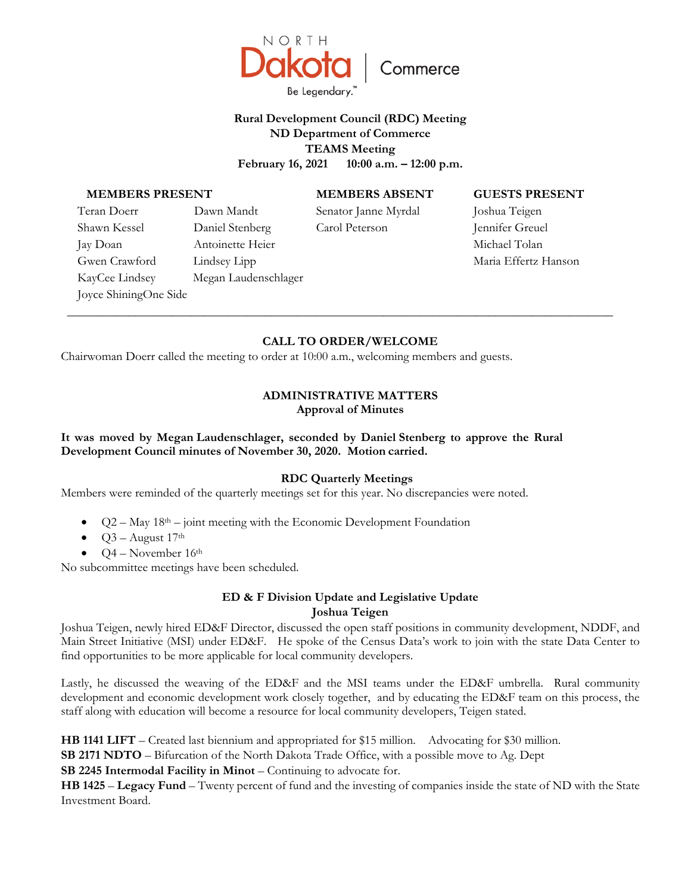NORTH Dakota | Commerce

Be Legendary.™

**Rural Development Council (RDC) Meeting**
**ND Department of Commerce**
**TEAMS Meeting**
**February 16, 2021 10:00 a.m. – 12:00 p.m.**

| MEMBERS PRESENT | | MEMBERS ABSENT | GUESTS PRESENT |
|---|---|---|---|
| Teran Doerr | Dawn Mandt | Senator Janne Myrdal | Joshua Teigen |
| Shawn Kessel | Daniel Stenberg | Carol Peterson | Jennifer Greuel |
| Jay Doan | Antoinette Heier | | Michael Tolan |
| Gwen Crawford | Lindsey Lipp | | Maria Effertz Hanson |
| KayCee Lindsey | Megan Laudenschlager | | |
| Joyce ShiningOne Side | | | |

---

## CALL TO ORDER/WELCOME

Chairwoman Doerr called the meeting to order at 10:00 a.m., welcoming members and guests.

## ADMINISTRATIVE MATTERS

### Approval of Minutes

**It was moved by Megan Laudenschlager, seconded by Daniel Stenberg to approve the Rural Development Council minutes of November 30, 2020. Motion carried.**

### RDC Quarterly Meetings

Members were reminded of the quarterly meetings set for this year. No discrepancies were noted.

- Q2 – May 18th – joint meeting with the Economic Development Foundation
- Q3 – August 17th
- Q4 – November 16th

No subcommittee meetings have been scheduled.

## ED & F Division Update and Legislative Update
### Joshua Teigen

Joshua Teigen, newly hired ED&F Director, discussed the open staff positions in community development, NDDF, and Main Street Initiative (MSI) under ED&F. He spoke of the Census Data's work to join with the state Data Center to find opportunities to be more applicable for local community developers.

Lastly, he discussed the weaving of the ED&F and the MSI teams under the ED&F umbrella. Rural community development and economic development work closely together, and by educating the ED&F team on this process, the staff along with education will become a resource for local community developers, Teigen stated.

**HB 1141 LIFT** – Created last biennium and appropriated for $15 million. Advocating for $30 million.
**SB 2171 NDTO** – Bifurcation of the North Dakota Trade Office, with a possible move to Ag. Dept
**SB 2245 Intermodal Facility in Minot** – Continuing to advocate for.
**HB 1425** – **Legacy Fund** – Twenty percent of fund and the investing of companies inside the state of ND with the State Investment Board.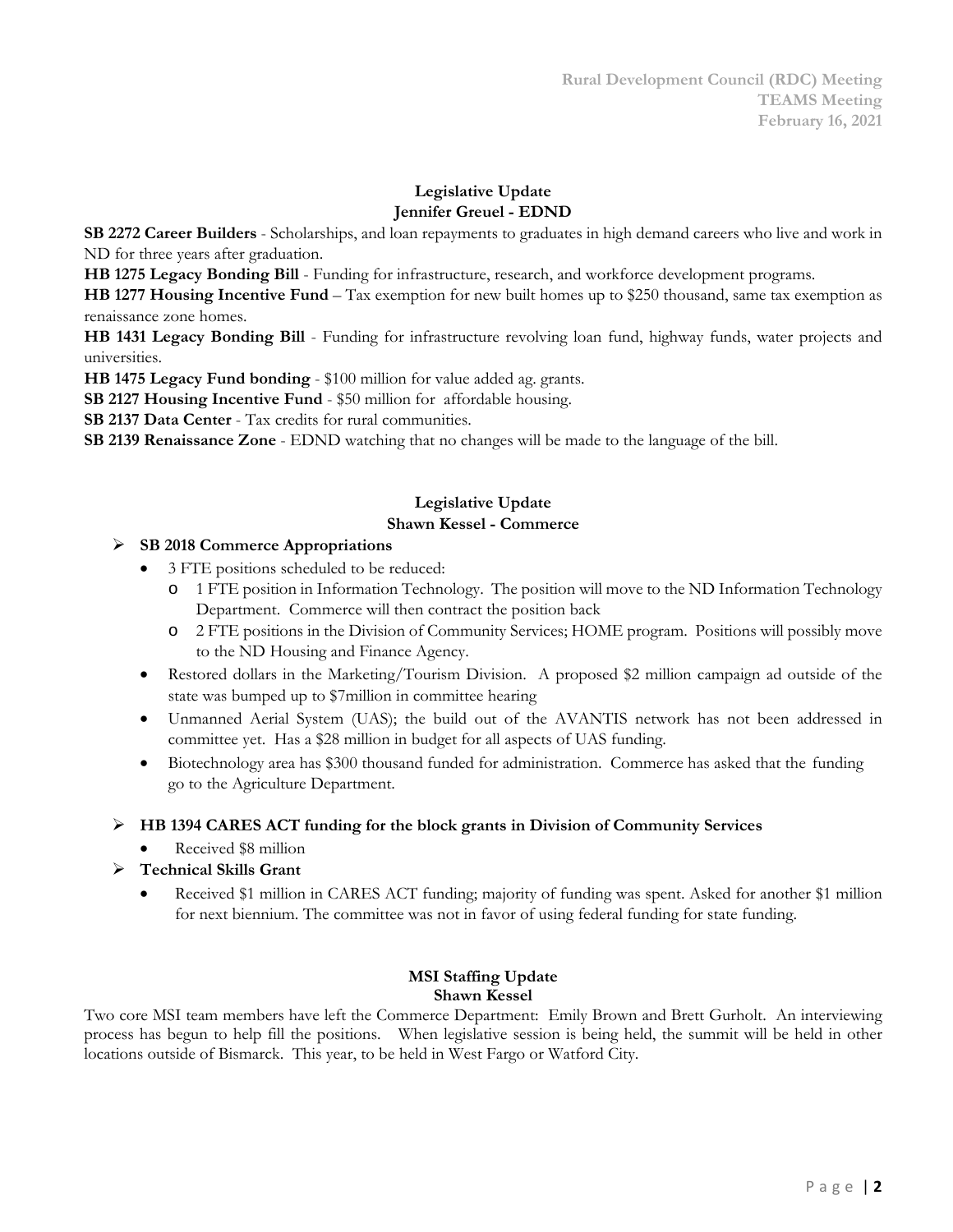### Legislative Update
### Jennifer Greuel - EDND

**SB 2272 Career Builders** - Scholarships, and loan repayments to graduates in high demand careers who live and work in ND for three years after graduation.

**HB 1275 Legacy Bonding Bill** - Funding for infrastructure, research, and workforce development programs.

**HB 1277 Housing Incentive Fund** – Tax exemption for new built homes up to $250 thousand, same tax exemption as renaissance zone homes.

**HB 1431 Legacy Bonding Bill** - Funding for infrastructure revolving loan fund, highway funds, water projects and universities.

**HB 1475 Legacy Fund bonding** - $100 million for value added ag. grants.

**SB 2127 Housing Incentive Fund** - $50 million for affordable housing.

**SB 2137 Data Center** - Tax credits for rural communities.

**SB 2139 Renaissance Zone** - EDND watching that no changes will be made to the language of the bill.

### Legislative Update
### Shawn Kessel - Commerce

- **SB 2018 Commerce Appropriations**
  - 3 FTE positions scheduled to be reduced:
    - 1 FTE position in Information Technology. The position will move to the ND Information Technology Department. Commerce will then contract the position back
    - 2 FTE positions in the Division of Community Services; HOME program. Positions will possibly move to the ND Housing and Finance Agency.
  - Restored dollars in the Marketing/Tourism Division. A proposed $2 million campaign ad outside of the state was bumped up to $7million in committee hearing
  - Unmanned Aerial System (UAS); the build out of the AVANTIS network has not been addressed in committee yet. Has a $28 million in budget for all aspects of UAS funding.
  - Biotechnology area has $300 thousand funded for administration. Commerce has asked that the funding go to the Agriculture Department.
- **HB 1394 CARES ACT funding for the block grants in Division of Community Services**
  - Received $8 million
- **Technical Skills Grant**
  - Received $1 million in CARES ACT funding; majority of funding was spent. Asked for another $1 million for next biennium. The committee was not in favor of using federal funding for state funding.

### MSI Staffing Update
### Shawn Kessel

Two core MSI team members have left the Commerce Department: Emily Brown and Brett Gurholt. An interviewing process has begun to help fill the positions. When legislative session is being held, the summit will be held in other locations outside of Bismarck. This year, to be held in West Fargo or Watford City.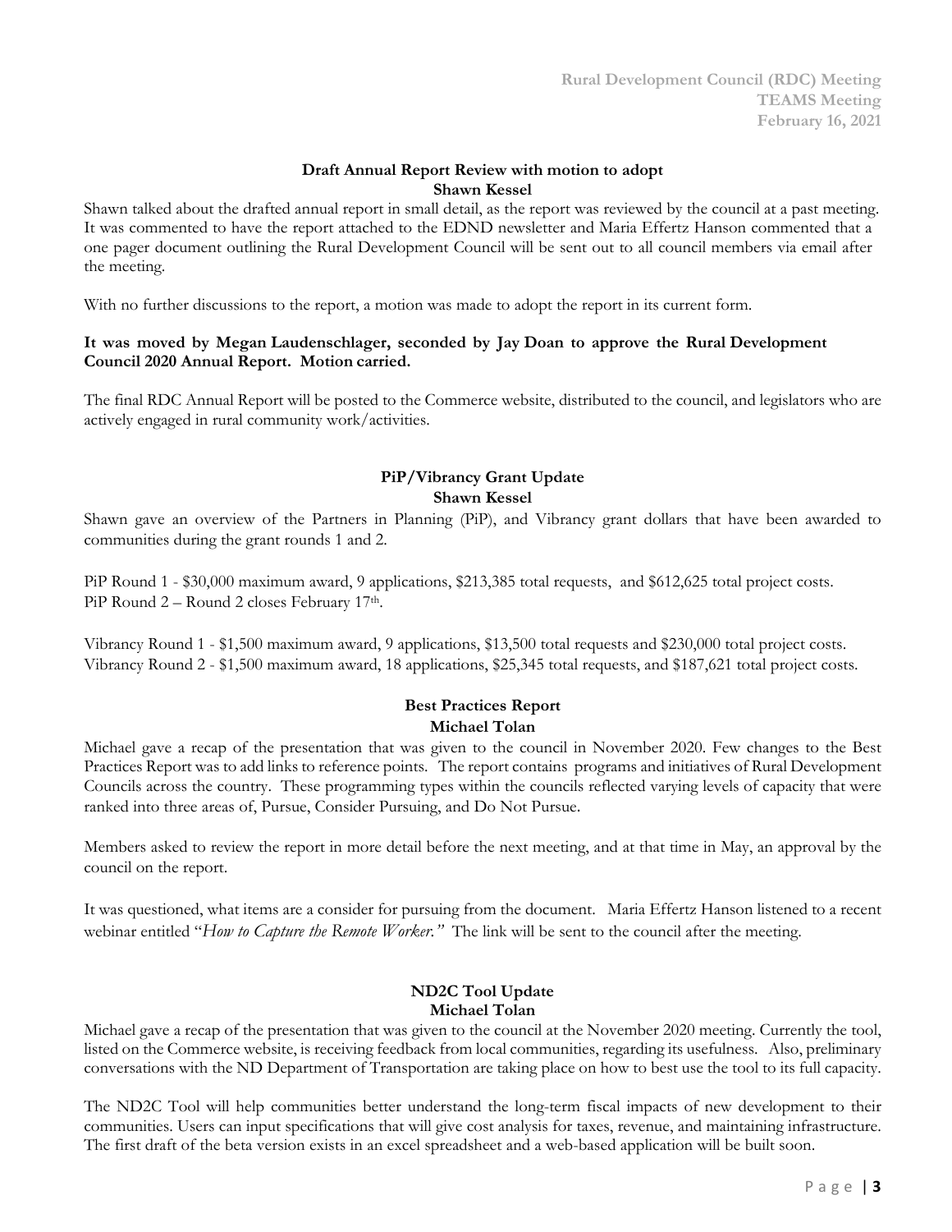### Draft Annual Report Review with motion to adopt
**Shawn Kessel**

Shawn talked about the drafted annual report in small detail, as the report was reviewed by the council at a past meeting. It was commented to have the report attached to the EDND newsletter and Maria Effertz Hanson commented that a one pager document outlining the Rural Development Council will be sent out to all council members via email after the meeting.

With no further discussions to the report, a motion was made to adopt the report in its current form.

**It was moved by Megan Laudenschlager, seconded by Jay Doan to approve the Rural Development Council 2020 Annual Report. Motion carried.**

The final RDC Annual Report will be posted to the Commerce website, distributed to the council, and legislators who are actively engaged in rural community work/activities.

### PiP/Vibrancy Grant Update
**Shawn Kessel**

Shawn gave an overview of the Partners in Planning (PiP), and Vibrancy grant dollars that have been awarded to communities during the grant rounds 1 and 2.

PiP Round 1 - $30,000 maximum award, 9 applications, $213,385 total requests, and $612,625 total project costs.
PiP Round 2 – Round 2 closes February 17th.

Vibrancy Round 1 - $1,500 maximum award, 9 applications, $13,500 total requests and $230,000 total project costs.
Vibrancy Round 2 - $1,500 maximum award, 18 applications, $25,345 total requests, and $187,621 total project costs.

### Best Practices Report
**Michael Tolan**

Michael gave a recap of the presentation that was given to the council in November 2020. Few changes to the Best Practices Report was to add links to reference points. The report contains programs and initiatives of Rural Development Councils across the country. These programming types within the councils reflected varying levels of capacity that were ranked into three areas of, Pursue, Consider Pursuing, and Do Not Pursue.

Members asked to review the report in more detail before the next meeting, and at that time in May, an approval by the council on the report.

It was questioned, what items are a consider for pursuing from the document. Maria Effertz Hanson listened to a recent webinar entitled "*How to Capture the Remote Worker.*" The link will be sent to the council after the meeting.

### ND2C Tool Update
**Michael Tolan**

Michael gave a recap of the presentation that was given to the council at the November 2020 meeting. Currently the tool, listed on the Commerce website, is receiving feedback from local communities, regarding its usefulness. Also, preliminary conversations with the ND Department of Transportation are taking place on how to best use the tool to its full capacity.

The ND2C Tool will help communities better understand the long-term fiscal impacts of new development to their communities. Users can input specifications that will give cost analysis for taxes, revenue, and maintaining infrastructure. The first draft of the beta version exists in an excel spreadsheet and a web-based application will be built soon.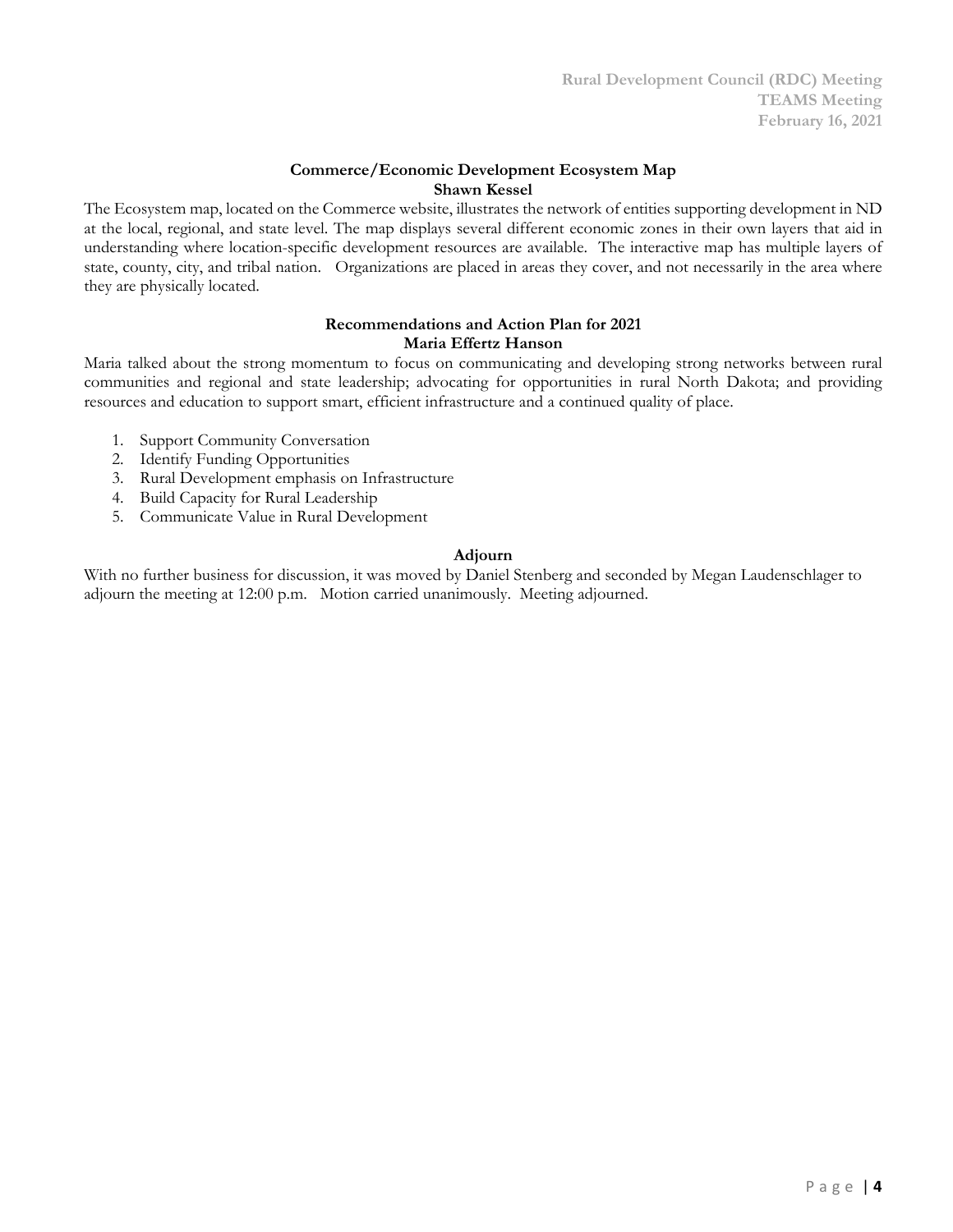### Commerce/Economic Development Ecosystem Map
**Shawn Kessel**

The Ecosystem map, located on the Commerce website, illustrates the network of entities supporting development in ND at the local, regional, and state level. The map displays several different economic zones in their own layers that aid in understanding where location-specific development resources are available. The interactive map has multiple layers of state, county, city, and tribal nation. Organizations are placed in areas they cover, and not necessarily in the area where they are physically located.

### Recommendations and Action Plan for 2021
**Maria Effertz Hanson**

Maria talked about the strong momentum to focus on communicating and developing strong networks between rural communities and regional and state leadership; advocating for opportunities in rural North Dakota; and providing resources and education to support smart, efficient infrastructure and a continued quality of place.

1. Support Community Conversation
2. Identify Funding Opportunities
3. Rural Development emphasis on Infrastructure
4. Build Capacity for Rural Leadership
5. Communicate Value in Rural Development

### Adjourn

With no further business for discussion, it was moved by Daniel Stenberg and seconded by Megan Laudenschlager to adjourn the meeting at 12:00 p.m. Motion carried unanimously. Meeting adjourned.